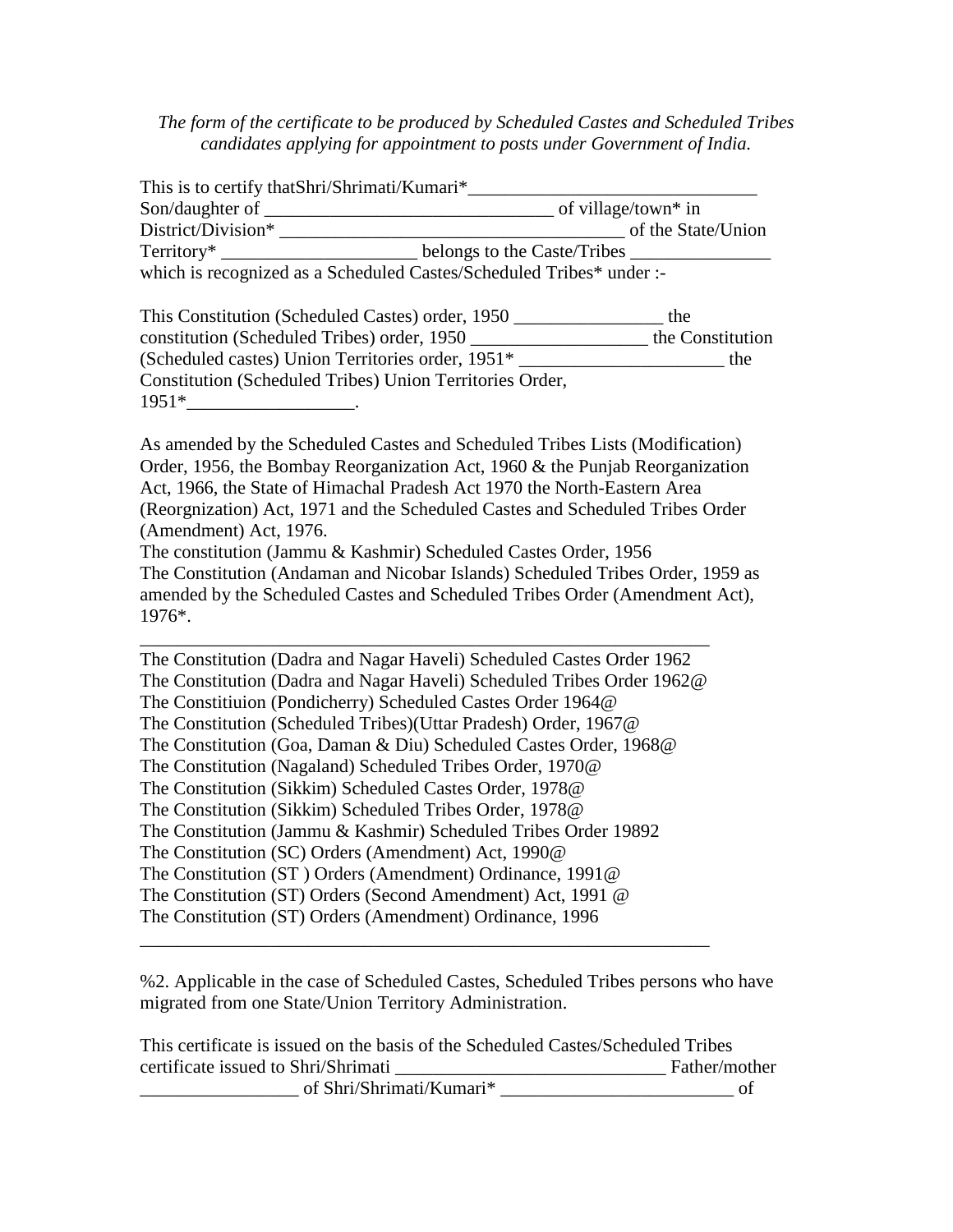*The form of the certificate to be produced by Scheduled Castes and Scheduled Tribes candidates applying for appointment to posts under Government of India.*

This is to certify thatShri/Shrimati/Kumari*_______________________________ Son/daughter of _______________________________ of village/town* in District/Division* ____________________________________ of the State/Union Territory* _____________________ belongs to the Caste/Tribes _______________ which is recognized as a Scheduled Castes/Scheduled Tribes* under :-

This Constitution (Scheduled Castes) order, 1950 ________________ the constitution (Scheduled Tribes) order, 1950 ___________________ the Constitution (Scheduled castes) Union Territories order, 1951* ______________________ the Constitution (Scheduled Tribes) Union Territories Order, 1951*__________________.

As amended by the Scheduled Castes and Scheduled Tribes Lists (Modification) Order, 1956, the Bombay Reorganization Act, 1960 & the Punjab Reorganization Act, 1966, the State of Himachal Pradesh Act 1970 the North-Eastern Area (Reorgnization) Act, 1971 and the Scheduled Castes and Scheduled Tribes Order (Amendment) Act, 1976.
The constitution (Jammu & Kashmir) Scheduled Castes Order, 1956
The Constitution (Andaman and Nicobar Islands) Scheduled Tribes Order, 1959 as amended by the Scheduled Castes and Scheduled Tribes Order (Amendment Act), 1976*.

---

The Constitution (Dadra and Nagar Haveli) Scheduled Castes Order 1962
The Constitution (Dadra and Nagar Haveli) Scheduled Tribes Order 1962@
The Constitiuion (Pondicherry) Scheduled Castes Order 1964@
The Constitution (Scheduled Tribes)(Uttar Pradesh) Order, 1967@
The Constitution (Goa, Daman & Diu) Scheduled Castes Order, 1968@
The Constitution (Nagaland) Scheduled Tribes Order, 1970@
The Constitution (Sikkim) Scheduled Castes Order, 1978@
The Constitution (Sikkim) Scheduled Tribes Order, 1978@
The Constitution (Jammu & Kashmir) Scheduled Tribes Order 19892
The Constitution (SC) Orders (Amendment) Act, 1990@
The Constitution (ST ) Orders (Amendment) Ordinance, 1991@
The Constitution (ST) Orders (Second Amendment) Act, 1991 @
The Constitution (ST) Orders (Amendment) Ordinance, 1996

---

%2. Applicable in the case of Scheduled Castes, Scheduled Tribes persons who have migrated from one State/Union Territory Administration.

This certificate is issued on the basis of the Scheduled Castes/Scheduled Tribes certificate issued to Shri/Shrimati _____________________________ Father/mother _________________ of Shri/Shrimati/Kumari* _________________________ of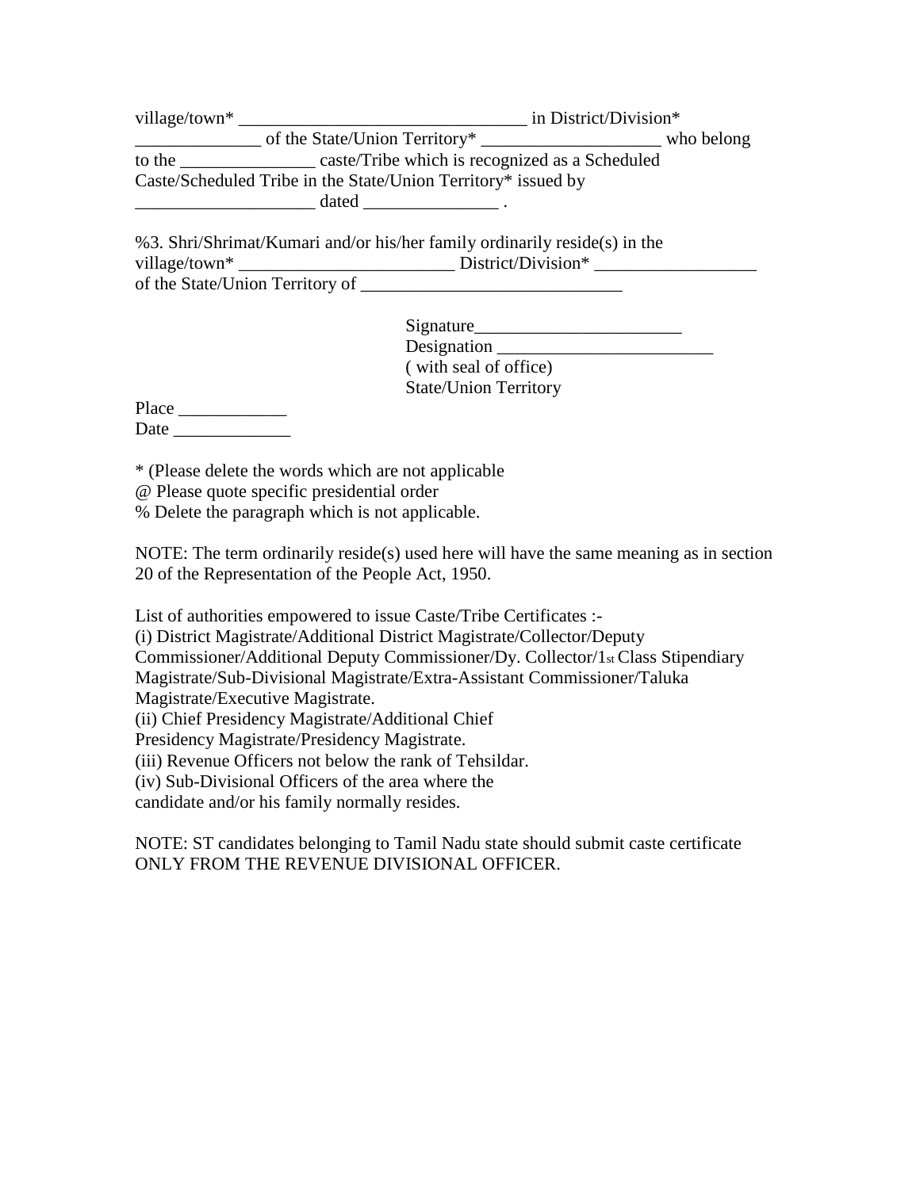village/town* _________________________________ in District/Division* ______________ of the State/Union Territory* ____________________ who belong to the _______________ caste/Tribe which is recognized as a Scheduled Caste/Scheduled Tribe in the State/Union Territory* issued by ____________________ dated _______________ .

%3. Shri/Shrimat/Kumari and/or his/her family ordinarily reside(s) in the village/town* ________________________ District/Division* __________________ of the State/Union Territory of _____________________________

Signature_______________________
Designation ________________________
( with seal of office)
State/Union Territory

Place ____________
Date _____________

* (Please delete the words which are not applicable
@ Please quote specific presidential order
% Delete the paragraph which is not applicable.

NOTE: The term ordinarily reside(s) used here will have the same meaning as in section 20 of the Representation of the People Act, 1950.

List of authorities empowered to issue Caste/Tribe Certificates :-
(i) District Magistrate/Additional District Magistrate/Collector/Deputy Commissioner/Additional Deputy Commissioner/Dy. Collector/1st Class Stipendiary Magistrate/Sub-Divisional Magistrate/Extra-Assistant Commissioner/Taluka Magistrate/Executive Magistrate.
(ii) Chief Presidency Magistrate/Additional Chief Presidency Magistrate/Presidency Magistrate.
(iii) Revenue Officers not below the rank of Tehsildar.
(iv) Sub-Divisional Officers of the area where the candidate and/or his family normally resides.

NOTE: ST candidates belonging to Tamil Nadu state should submit caste certificate ONLY FROM THE REVENUE DIVISIONAL OFFICER.